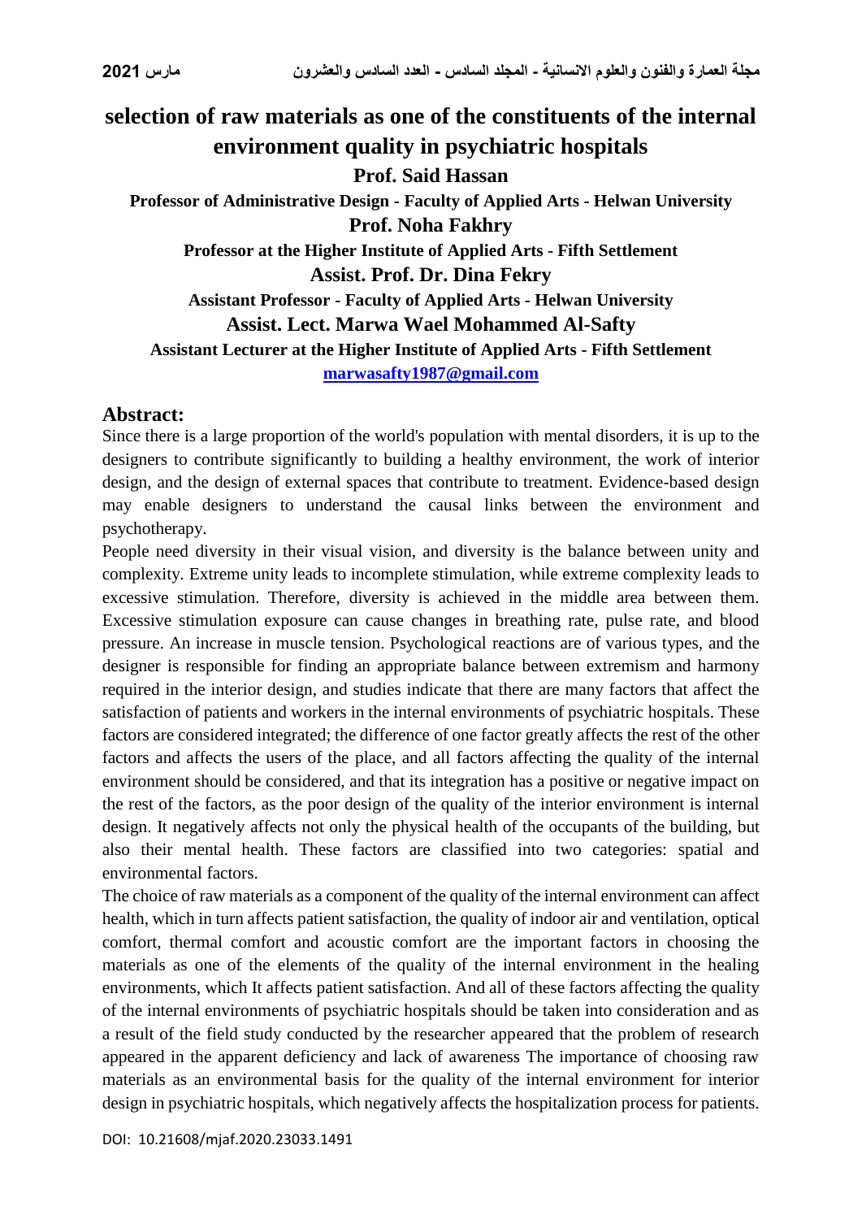# selection of raw materials as one of the constituents of the internal environment quality in psychiatric hospitals

**Prof. Said Hassan**

**Professor of Administrative Design - Faculty of Applied Arts - Helwan University**

**Prof. Noha Fakhry**

**Professor at the Higher Institute of Applied Arts - Fifth Settlement**

**Assist. Prof. Dr. Dina Fekry**

**Assistant Professor - Faculty of Applied Arts - Helwan University**

**Assist. Lect. Marwa Wael Mohammed Al-Safty**

**Assistant Lecturer at the Higher Institute of Applied Arts - Fifth Settlement**

marwasafty1987@gmail.com

## Abstract:

Since there is a large proportion of the world's population with mental disorders, it is up to the designers to contribute significantly to building a healthy environment, the work of interior design, and the design of external spaces that contribute to treatment. Evidence-based design may enable designers to understand the causal links between the environment and psychotherapy.

People need diversity in their visual vision, and diversity is the balance between unity and complexity. Extreme unity leads to incomplete stimulation, while extreme complexity leads to excessive stimulation. Therefore, diversity is achieved in the middle area between them. Excessive stimulation exposure can cause changes in breathing rate, pulse rate, and blood pressure. An increase in muscle tension. Psychological reactions are of various types, and the designer is responsible for finding an appropriate balance between extremism and harmony required in the interior design, and studies indicate that there are many factors that affect the satisfaction of patients and workers in the internal environments of psychiatric hospitals. These factors are considered integrated; the difference of one factor greatly affects the rest of the other factors and affects the users of the place, and all factors affecting the quality of the internal environment should be considered, and that its integration has a positive or negative impact on the rest of the factors, as the poor design of the quality of the interior environment is internal design. It negatively affects not only the physical health of the occupants of the building, but also their mental health. These factors are classified into two categories: spatial and environmental factors.

The choice of raw materials as a component of the quality of the internal environment can affect health, which in turn affects patient satisfaction, the quality of indoor air and ventilation, optical comfort, thermal comfort and acoustic comfort are the important factors in choosing the materials as one of the elements of the quality of the internal environment in the healing environments, which It affects patient satisfaction. And all of these factors affecting the quality of the internal environments of psychiatric hospitals should be taken into consideration and as a result of the field study conducted by the researcher appeared that the problem of research appeared in the apparent deficiency and lack of awareness The importance of choosing raw materials as an environmental basis for the quality of the internal environment for interior design in psychiatric hospitals, which negatively affects the hospitalization process for patients.

DOI: 10.21608/mjaf.2020.23033.1491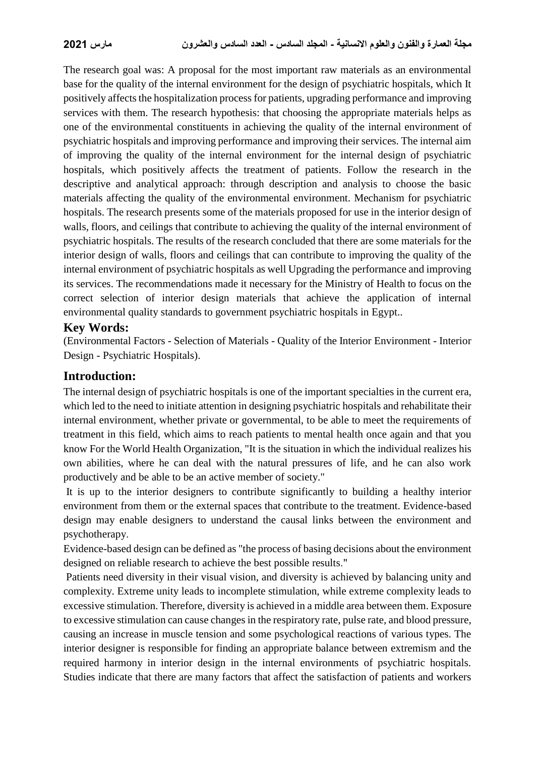The research goal was: A proposal for the most important raw materials as an environmental base for the quality of the internal environment for the design of psychiatric hospitals, which It positively affects the hospitalization process for patients, upgrading performance and improving services with them. The research hypothesis: that choosing the appropriate materials helps as one of the environmental constituents in achieving the quality of the internal environment of psychiatric hospitals and improving performance and improving their services. The internal aim of improving the quality of the internal environment for the internal design of psychiatric hospitals, which positively affects the treatment of patients. Follow the research in the descriptive and analytical approach: through description and analysis to choose the basic materials affecting the quality of the environmental environment. Mechanism for psychiatric hospitals. The research presents some of the materials proposed for use in the interior design of walls, floors, and ceilings that contribute to achieving the quality of the internal environment of psychiatric hospitals. The results of the research concluded that there are some materials for the interior design of walls, floors and ceilings that can contribute to improving the quality of the internal environment of psychiatric hospitals as well Upgrading the performance and improving its services. The recommendations made it necessary for the Ministry of Health to focus on the correct selection of interior design materials that achieve the application of internal environmental quality standards to government psychiatric hospitals in Egypt..

## Key Words:

(Environmental Factors - Selection of Materials - Quality of the Interior Environment - Interior Design - Psychiatric Hospitals).

## Introduction:

The internal design of psychiatric hospitals is one of the important specialties in the current era, which led to the need to initiate attention in designing psychiatric hospitals and rehabilitate their internal environment, whether private or governmental, to be able to meet the requirements of treatment in this field, which aims to reach patients to mental health once again and that you know For the World Health Organization, "It is the situation in which the individual realizes his own abilities, where he can deal with the natural pressures of life, and he can also work productively and be able to be an active member of society."

It is up to the interior designers to contribute significantly to building a healthy interior environment from them or the external spaces that contribute to the treatment. Evidence-based design may enable designers to understand the causal links between the environment and psychotherapy.

Evidence-based design can be defined as "the process of basing decisions about the environment designed on reliable research to achieve the best possible results."

Patients need diversity in their visual vision, and diversity is achieved by balancing unity and complexity. Extreme unity leads to incomplete stimulation, while extreme complexity leads to excessive stimulation. Therefore, diversity is achieved in a middle area between them. Exposure to excessive stimulation can cause changes in the respiratory rate, pulse rate, and blood pressure, causing an increase in muscle tension and some psychological reactions of various types. The interior designer is responsible for finding an appropriate balance between extremism and the required harmony in interior design in the internal environments of psychiatric hospitals. Studies indicate that there are many factors that affect the satisfaction of patients and workers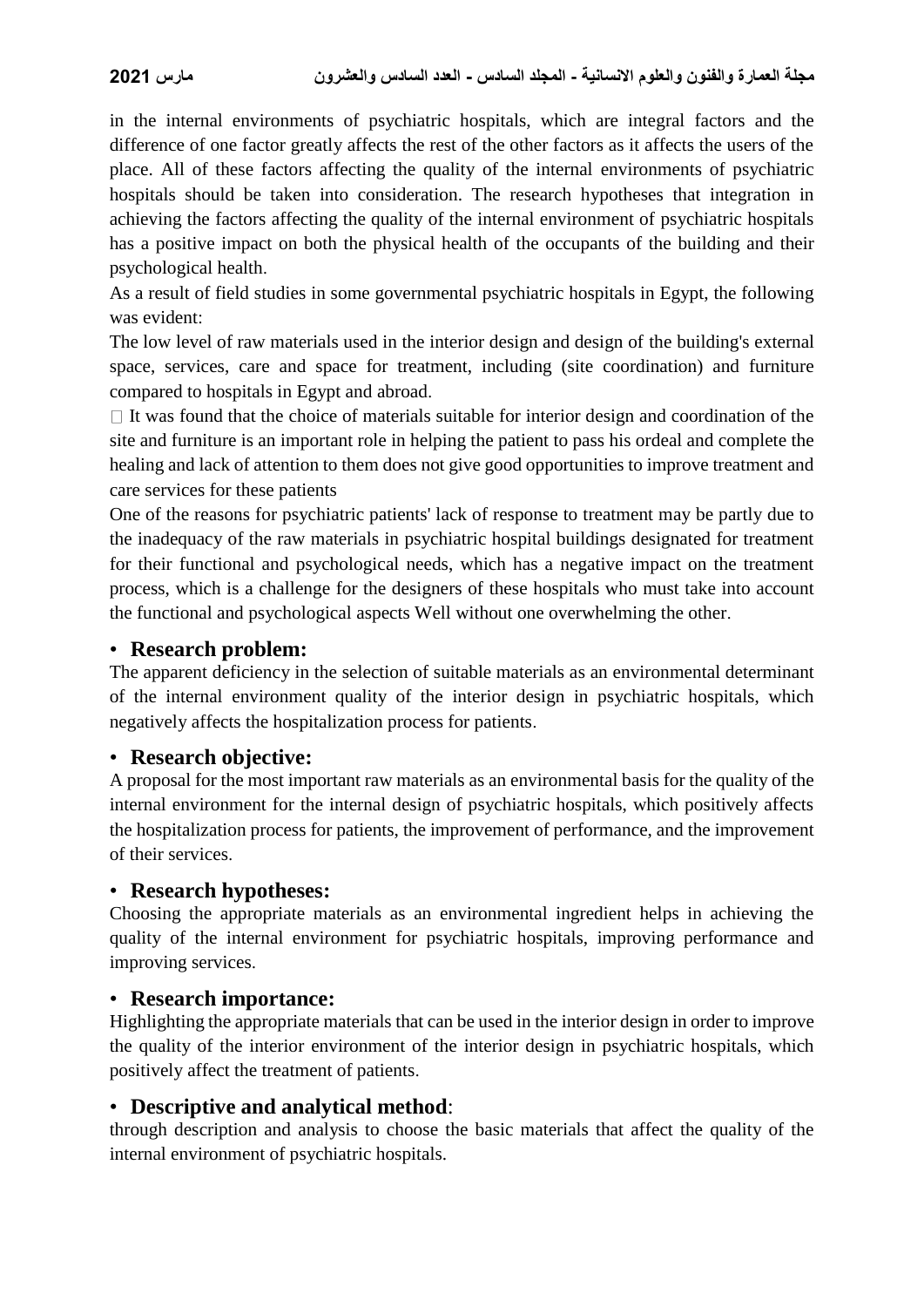in the internal environments of psychiatric hospitals, which are integral factors and the difference of one factor greatly affects the rest of the other factors as it affects the users of the place. All of these factors affecting the quality of the internal environments of psychiatric hospitals should be taken into consideration. The research hypotheses that integration in achieving the factors affecting the quality of the internal environment of psychiatric hospitals has a positive impact on both the physical health of the occupants of the building and their psychological health.

As a result of field studies in some governmental psychiatric hospitals in Egypt, the following was evident:

The low level of raw materials used in the interior design and design of the building's external space, services, care and space for treatment, including (site coordination) and furniture compared to hospitals in Egypt and abroad.

 It was found that the choice of materials suitable for interior design and coordination of the site and furniture is an important role in helping the patient to pass his ordeal and complete the healing and lack of attention to them does not give good opportunities to improve treatment and care services for these patients

One of the reasons for psychiatric patients' lack of response to treatment may be partly due to the inadequacy of the raw materials in psychiatric hospital buildings designated for treatment for their functional and psychological needs, which has a negative impact on the treatment process, which is a challenge for the designers of these hospitals who must take into account the functional and psychological aspects Well without one overwhelming the other.

- **Research problem:**

The apparent deficiency in the selection of suitable materials as an environmental determinant of the internal environment quality of the interior design in psychiatric hospitals, which negatively affects the hospitalization process for patients.

- **Research objective:**

A proposal for the most important raw materials as an environmental basis for the quality of the internal environment for the internal design of psychiatric hospitals, which positively affects the hospitalization process for patients, the improvement of performance, and the improvement of their services.

- **Research hypotheses:**

Choosing the appropriate materials as an environmental ingredient helps in achieving the quality of the internal environment for psychiatric hospitals, improving performance and improving services.

- **Research importance:**

Highlighting the appropriate materials that can be used in the interior design in order to improve the quality of the interior environment of the interior design in psychiatric hospitals, which positively affect the treatment of patients.

- **Descriptive and analytical method**:

through description and analysis to choose the basic materials that affect the quality of the internal environment of psychiatric hospitals.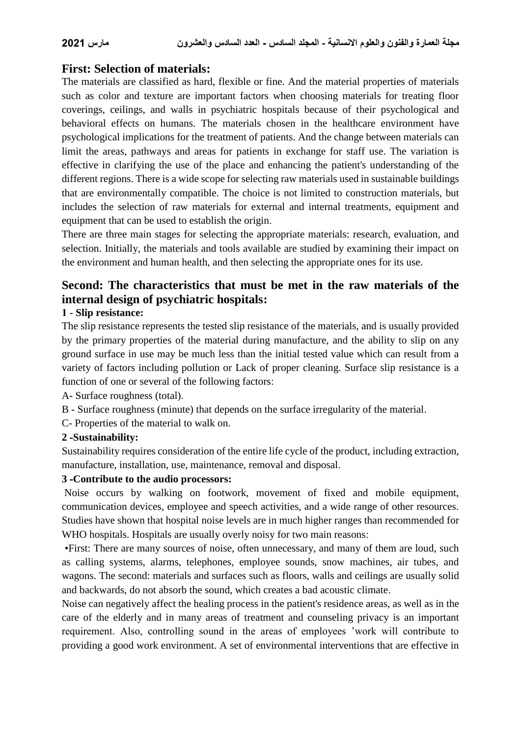## First: Selection of materials:

The materials are classified as hard, flexible or fine. And the material properties of materials such as color and texture are important factors when choosing materials for treating floor coverings, ceilings, and walls in psychiatric hospitals because of their psychological and behavioral effects on humans. The materials chosen in the healthcare environment have psychological implications for the treatment of patients. And the change between materials can limit the areas, pathways and areas for patients in exchange for staff use. The variation is effective in clarifying the use of the place and enhancing the patient's understanding of the different regions. There is a wide scope for selecting raw materials used in sustainable buildings that are environmentally compatible. The choice is not limited to construction materials, but includes the selection of raw materials for external and internal treatments, equipment and equipment that can be used to establish the origin.

There are three main stages for selecting the appropriate materials: research, evaluation, and selection. Initially, the materials and tools available are studied by examining their impact on the environment and human health, and then selecting the appropriate ones for its use.

## Second: The characteristics that must be met in the raw materials of the internal design of psychiatric hospitals:

**1 - Slip resistance:**

The slip resistance represents the tested slip resistance of the materials, and is usually provided by the primary properties of the material during manufacture, and the ability to slip on any ground surface in use may be much less than the initial tested value which can result from a variety of factors including pollution or Lack of proper cleaning. Surface slip resistance is a function of one or several of the following factors:

A- Surface roughness (total).

B - Surface roughness (minute) that depends on the surface irregularity of the material.

C- Properties of the material to walk on.

**2 -Sustainability:**

Sustainability requires consideration of the entire life cycle of the product, including extraction, manufacture, installation, use, maintenance, removal and disposal.

**3 -Contribute to the audio processors:**

Noise occurs by walking on footwork, movement of fixed and mobile equipment, communication devices, employee and speech activities, and a wide range of other resources. Studies have shown that hospital noise levels are in much higher ranges than recommended for WHO hospitals. Hospitals are usually overly noisy for two main reasons:

•First: There are many sources of noise, often unnecessary, and many of them are loud, such as calling systems, alarms, telephones, employee sounds, snow machines, air tubes, and wagons. The second: materials and surfaces such as floors, walls and ceilings are usually solid and backwards, do not absorb the sound, which creates a bad acoustic climate.

Noise can negatively affect the healing process in the patient's residence areas, as well as in the care of the elderly and in many areas of treatment and counseling privacy is an important requirement. Also, controlling sound in the areas of employees 'work will contribute to providing a good work environment. A set of environmental interventions that are effective in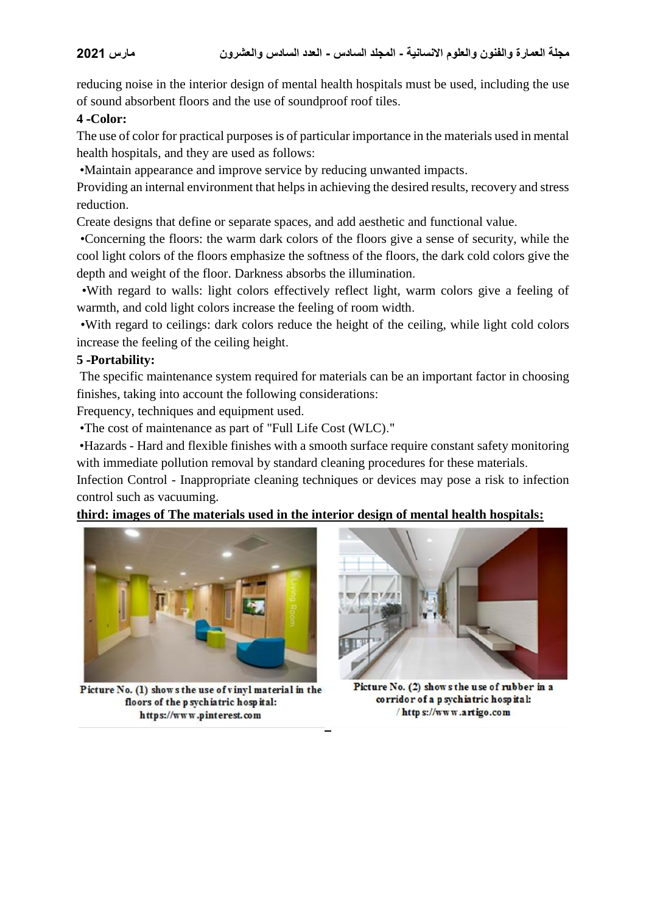reducing noise in the interior design of mental health hospitals must be used, including the use of sound absorbent floors and the use of soundproof roof tiles.

**4 -Color:**

The use of color for practical purposes is of particular importance in the materials used in mental health hospitals, and they are used as follows:

•Maintain appearance and improve service by reducing unwanted impacts.

Providing an internal environment that helps in achieving the desired results, recovery and stress reduction.

Create designs that define or separate spaces, and add aesthetic and functional value.

•Concerning the floors: the warm dark colors of the floors give a sense of security, while the cool light colors of the floors emphasize the softness of the floors, the dark cold colors give the depth and weight of the floor. Darkness absorbs the illumination.

•With regard to walls: light colors effectively reflect light, warm colors give a feeling of warmth, and cold light colors increase the feeling of room width.

•With regard to ceilings: dark colors reduce the height of the ceiling, while light cold colors increase the feeling of the ceiling height.

**5 -Portability:**

The specific maintenance system required for materials can be an important factor in choosing finishes, taking into account the following considerations:

Frequency, techniques and equipment used.

•The cost of maintenance as part of "Full Life Cost (WLC)."

•Hazards - Hard and flexible finishes with a smooth surface require constant safety monitoring with immediate pollution removal by standard cleaning procedures for these materials.

Infection Control - Inappropriate cleaning techniques or devices may pose a risk to infection control such as vacuuming.

**third: images of The materials used in the interior design of mental health hospitals:**

Picture No. (1) shows the use of vinyl material in the floors of the psychiatric hospital: https://www.pinterest.com

Picture No. (2) shows the use of rubber in a corridor of a psychiatric hospital: / https://www.artigo.com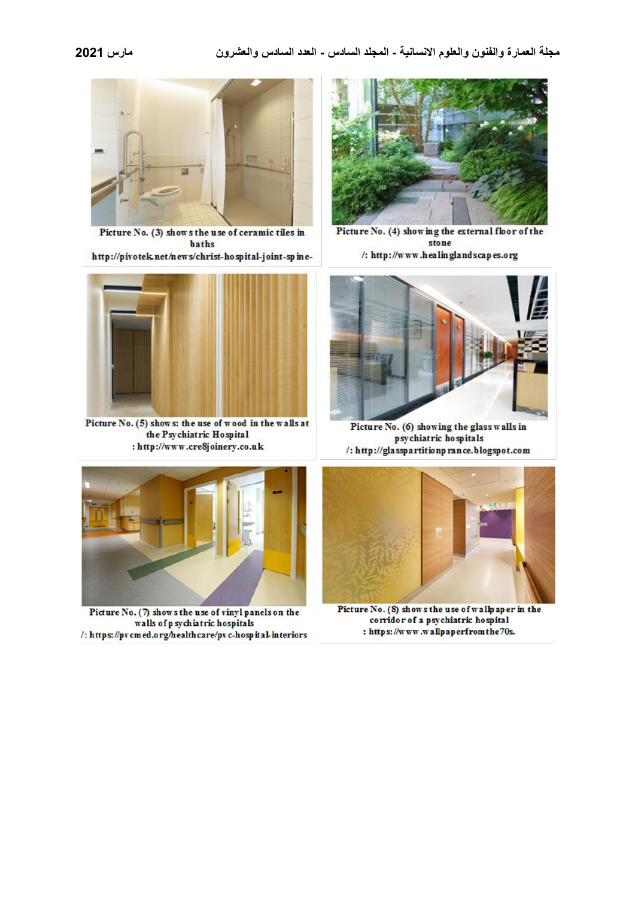Picture No. (3) shows the use of ceramic tiles in baths
http://pivotek.net/news/christ-hospital-joint-spine-

Picture No. (4) showing the external floor of the stone
/: http://www.healinglandscapes.org

Picture No. (5) shows: the use of wood in the walls at the Psychiatric Hospital
: http://www.cre8joinery.co.uk

Picture No. (6) showing the glass walls in psychiatric hospitals
/: http://glasspartitionprance.blogspot.com

Picture No. (7) shows the use of vinyl panels on the walls of psychiatric hospitals
/: https://pvcmed.org/healthcare/pvc-hospital-interiors

Picture No. (8) shows the use of wallpaper in the corridor of a psychiatric hospital
: https://www.wallpaperfromthe70s.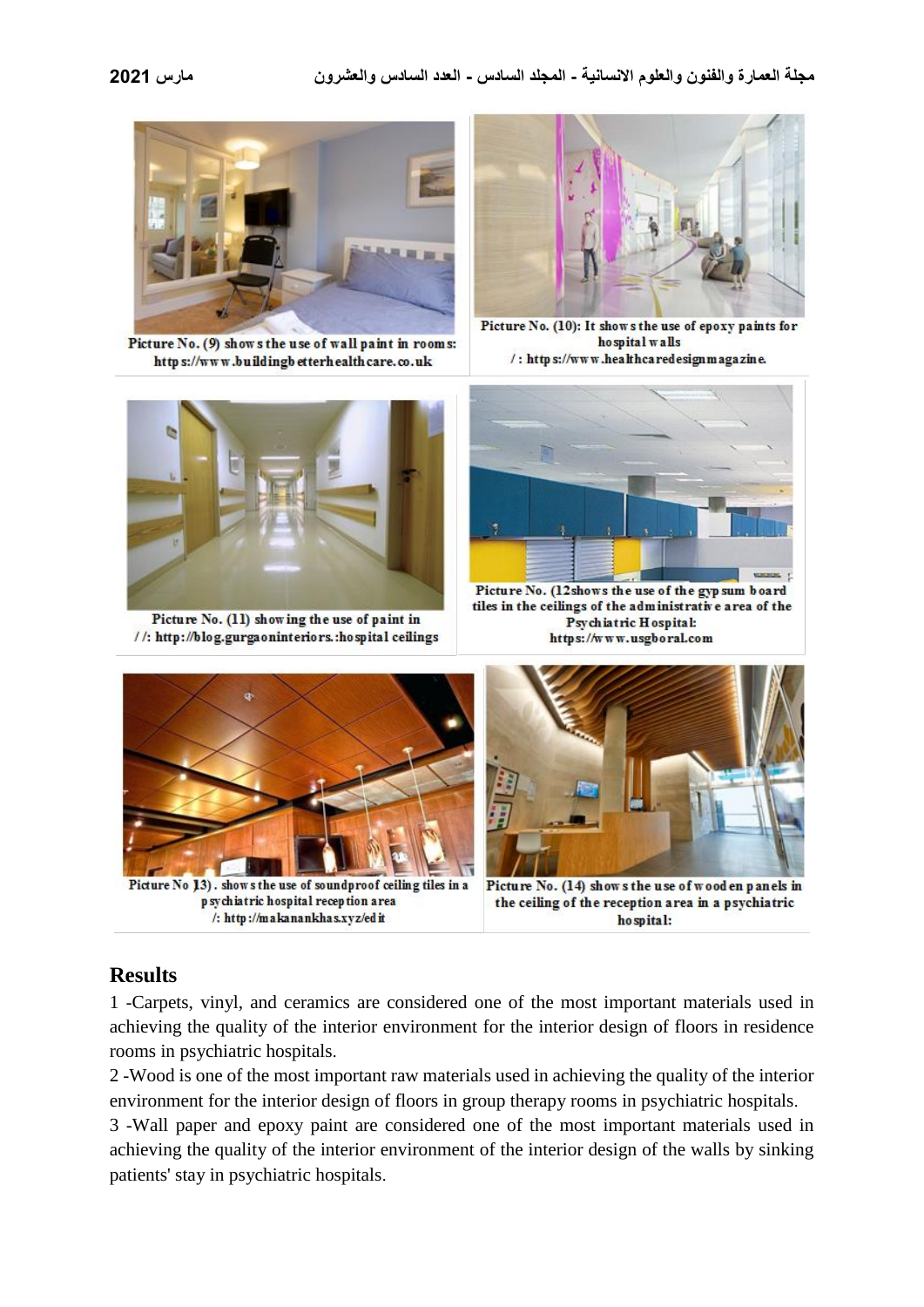Picture No. (9) shows the use of wall paint in rooms: https://www.buildingbetterhealthcare.co.uk

Picture No. (10): It shows the use of epoxy paints for hospital walls /: https://www.healthcaredesignmagazine.

Picture No. (11) showing the use of paint in / /: http://blog.gurgaoninteriors.:hospital ceilings

Picture No. (12shows the use of the gypsum board tiles in the ceilings of the administrative area of the Psychiatric Hospital: https://www.usgboral.com

Picture No 13). shows the use of soundproof ceiling tiles in a psychiatric hospital reception area /: http://makanankhas.xyz/edit

Picture No. (14) shows the use of wooden panels in the ceiling of the reception area in a psychiatric hospital:

## Results

1 -Carpets, vinyl, and ceramics are considered one of the most important materials used in achieving the quality of the interior environment for the interior design of floors in residence rooms in psychiatric hospitals.

2 -Wood is one of the most important raw materials used in achieving the quality of the interior environment for the interior design of floors in group therapy rooms in psychiatric hospitals.

3 -Wall paper and epoxy paint are considered one of the most important materials used in achieving the quality of the interior environment of the interior design of the walls by sinking patients' stay in psychiatric hospitals.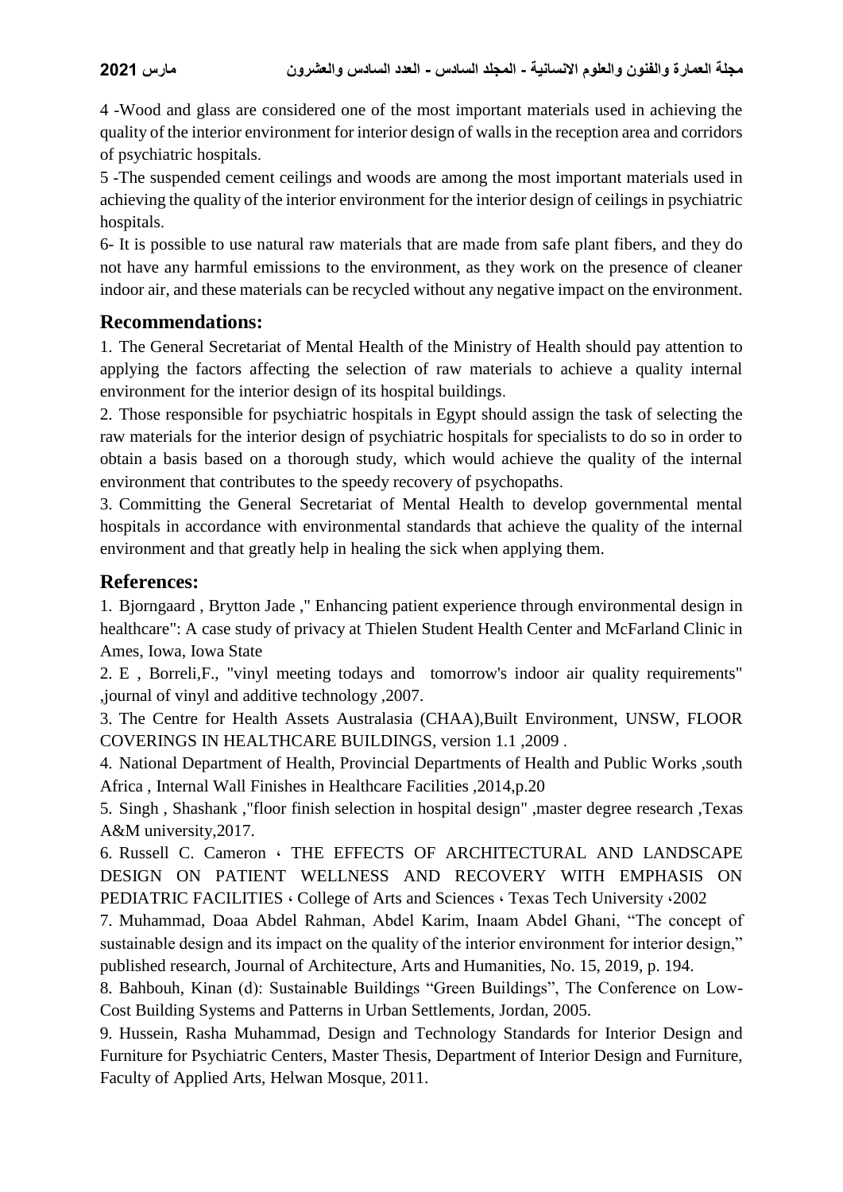4 -Wood and glass are considered one of the most important materials used in achieving the quality of the interior environment for interior design of walls in the reception area and corridors of psychiatric hospitals.

5 -The suspended cement ceilings and woods are among the most important materials used in achieving the quality of the interior environment for the interior design of ceilings in psychiatric hospitals.

6- It is possible to use natural raw materials that are made from safe plant fibers, and they do not have any harmful emissions to the environment, as they work on the presence of cleaner indoor air, and these materials can be recycled without any negative impact on the environment.

## Recommendations:

1. The General Secretariat of Mental Health of the Ministry of Health should pay attention to applying the factors affecting the selection of raw materials to achieve a quality internal environment for the interior design of its hospital buildings.
2. Those responsible for psychiatric hospitals in Egypt should assign the task of selecting the raw materials for the interior design of psychiatric hospitals for specialists to do so in order to obtain a basis based on a thorough study, which would achieve the quality of the internal environment that contributes to the speedy recovery of psychopaths.
3. Committing the General Secretariat of Mental Health to develop governmental mental hospitals in accordance with environmental standards that achieve the quality of the internal environment and that greatly help in healing the sick when applying them.

## References:

1. Bjorngaard , Brytton Jade ," Enhancing patient experience through environmental design in healthcare": A case study of privacy at Thielen Student Health Center and McFarland Clinic in Ames, Iowa, Iowa State
2. E , Borreli,F., "vinyl meeting todays and tomorrow's indoor air quality requirements" ,journal of vinyl and additive technology ,2007.
3. The Centre for Health Assets Australasia (CHAA),Built Environment, UNSW, FLOOR COVERINGS IN HEALTHCARE BUILDINGS, version 1.1 ,2009 .
4. National Department of Health, Provincial Departments of Health and Public Works ,south Africa , Internal Wall Finishes in Healthcare Facilities ,2014,p.20
5. Singh , Shashank ,"floor finish selection in hospital design" ,master degree research ,Texas A&M university,2017.
6. Russell C. Cameron ، THE EFFECTS OF ARCHITECTURAL AND LANDSCAPE DESIGN ON PATIENT WELLNESS AND RECOVERY WITH EMPHASIS ON PEDIATRIC FACILITIES ، College of Arts and Sciences ، Texas Tech University ،2002
7. Muhammad, Doaa Abdel Rahman, Abdel Karim, Inaam Abdel Ghani, "The concept of sustainable design and its impact on the quality of the interior environment for interior design," published research, Journal of Architecture, Arts and Humanities, No. 15, 2019, p. 194.
8. Bahbouh, Kinan (d): Sustainable Buildings "Green Buildings", The Conference on Low-Cost Building Systems and Patterns in Urban Settlements, Jordan, 2005.
9. Hussein, Rasha Muhammad, Design and Technology Standards for Interior Design and Furniture for Psychiatric Centers, Master Thesis, Department of Interior Design and Furniture, Faculty of Applied Arts, Helwan Mosque, 2011.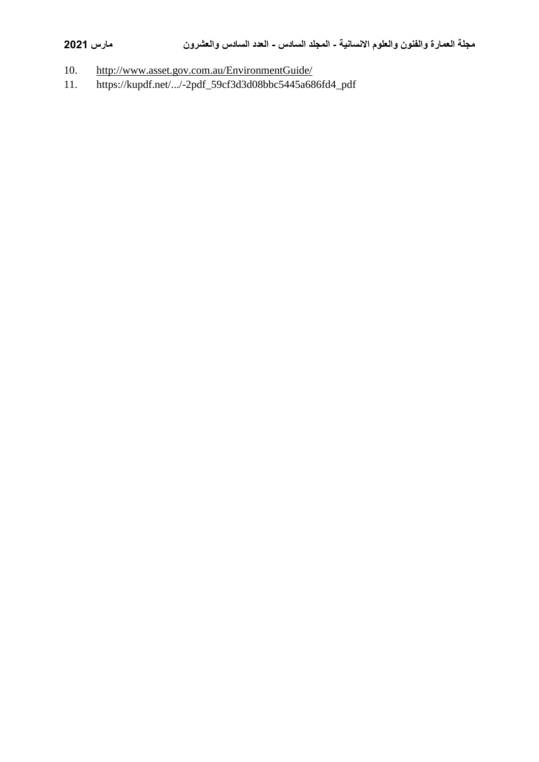10. http://www.asset.gov.com.au/EnvironmentGuide/
11. https://kupdf.net/.../-2pdf_59cf3d3d08bbc5445a686fd4_pdf